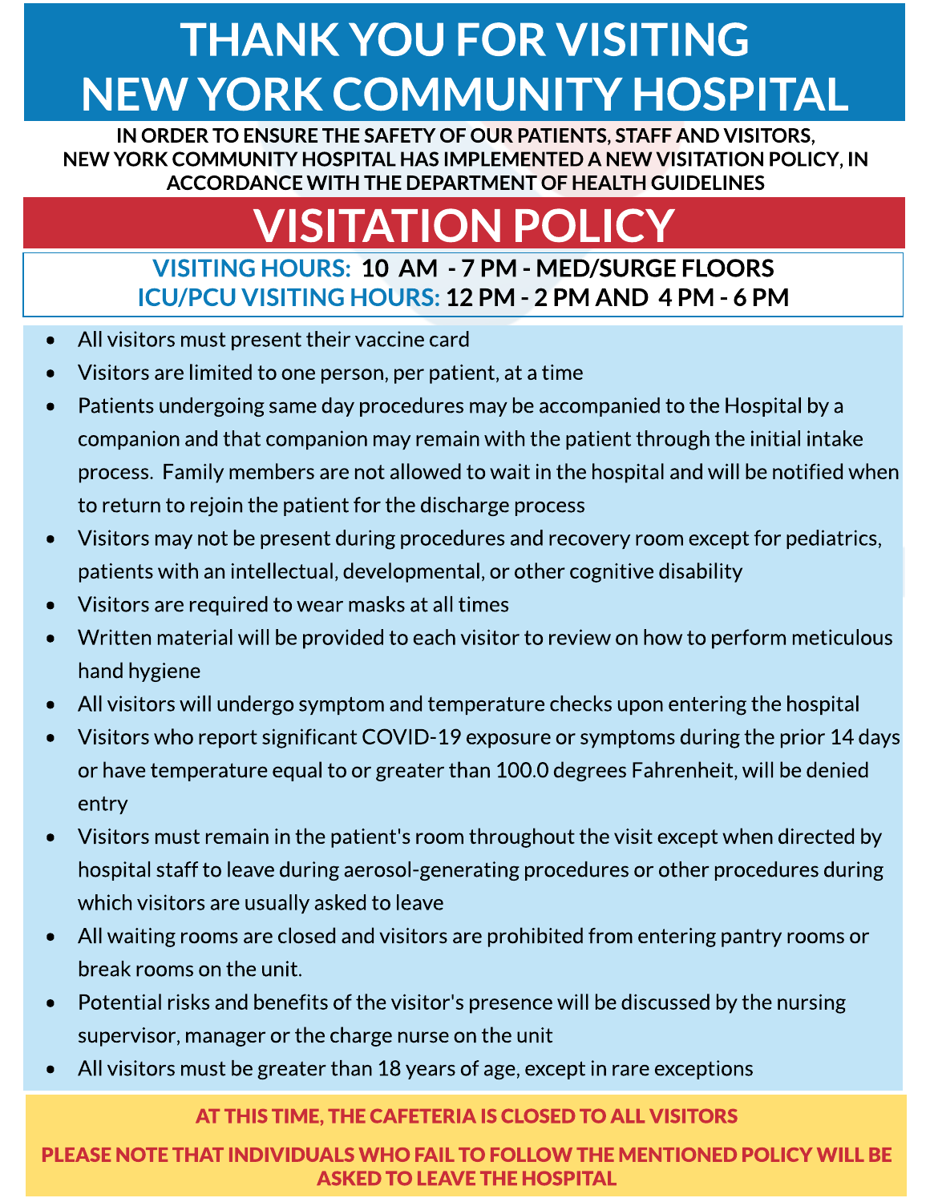# THANK YOU FOR VISITING NEW YORK COMMUNITY HOSPITAL

**IN ORDER TO ENSURE THE SAFETY OF OUR PATIENTS, STAFF AND VISITORS, NEW YORK COMMUNITY HOSPITAL HAS IMPLEMENTED A NEW VISITATION POLICY, IN ACCORDANCE WITH THE DEPARTMENT OF HEALTH GUIDELINES**

## VISITATION POLICY

**VISITING HOURS: 10 AM - 7 PM - MED/SURGE FLOORS**
**ICU/PCU VISITING HOURS: 12 PM - 2 PM AND 4 PM - 6 PM**

- All visitors must present their vaccine card
- Visitors are limited to one person, per patient, at a time
- Patients undergoing same day procedures may be accompanied to the Hospital by a companion and that companion may remain with the patient through the initial intake process. Family members are not allowed to wait in the hospital and will be notified when to return to rejoin the patient for the discharge process
- Visitors may not be present during procedures and recovery room except for pediatrics, patients with an intellectual, developmental, or other cognitive disability
- Visitors are required to wear masks at all times
- Written material will be provided to each visitor to review on how to perform meticulous hand hygiene
- All visitors will undergo symptom and temperature checks upon entering the hospital
- Visitors who report significant COVID-19 exposure or symptoms during the prior 14 days or have temperature equal to or greater than 100.0 degrees Fahrenheit, will be denied entry
- Visitors must remain in the patient's room throughout the visit except when directed by hospital staff to leave during aerosol-generating procedures or other procedures during which visitors are usually asked to leave
- All waiting rooms are closed and visitors are prohibited from entering pantry rooms or break rooms on the unit.
- Potential risks and benefits of the visitor's presence will be discussed by the nursing supervisor, manager or the charge nurse on the unit
- All visitors must be greater than 18 years of age, except in rare exceptions

**AT THIS TIME, THE CAFETERIA IS CLOSED TO ALL VISITORS**

**PLEASE NOTE THAT INDIVIDUALS WHO FAIL TO FOLLOW THE MENTIONED POLICY WILL BE ASKED TO LEAVE THE HOSPITAL**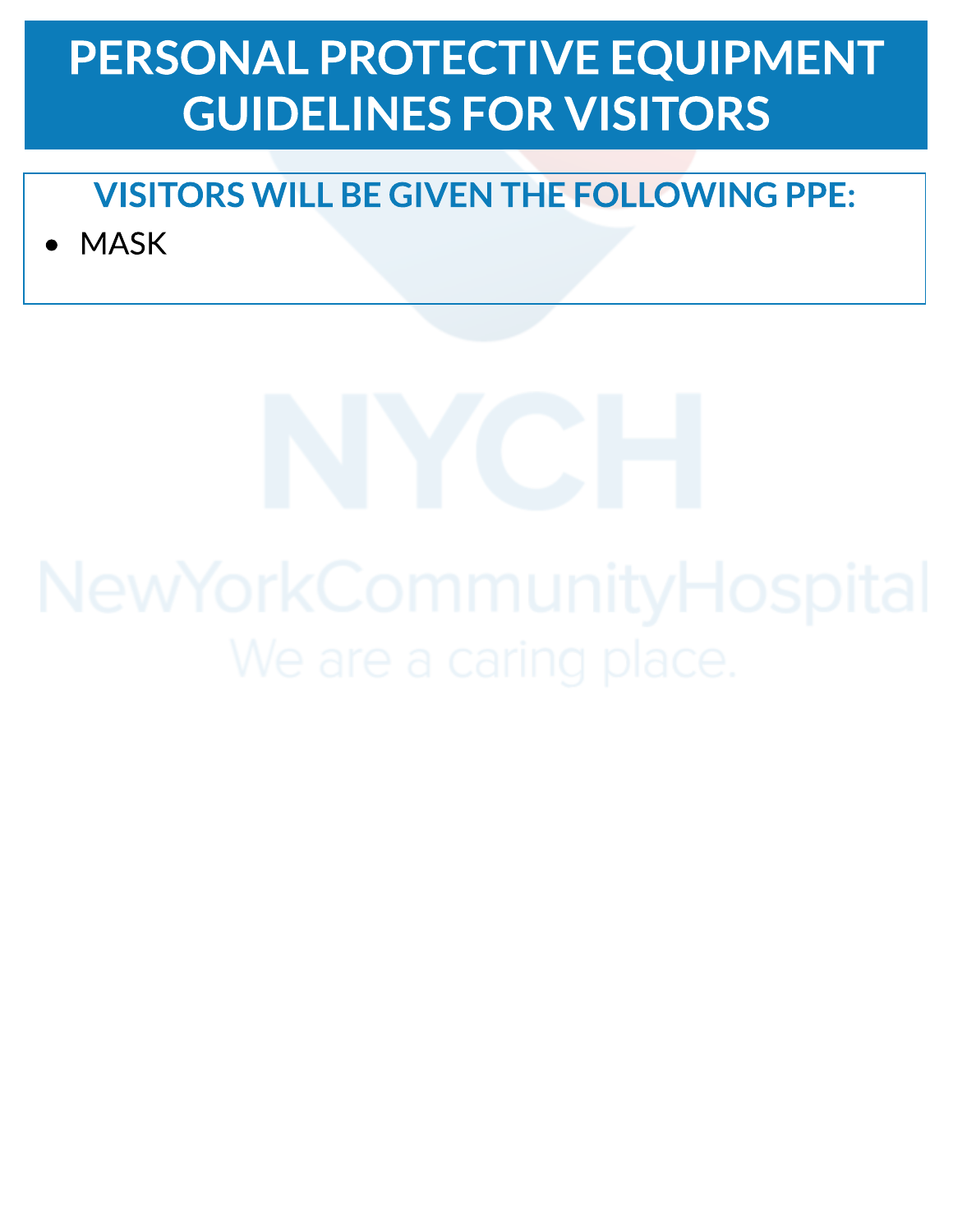# PERSONAL PROTECTIVE EQUIPMENT GUIDELINES FOR VISITORS

## VISITORS WILL BE GIVEN THE FOLLOWING PPE:

- MASK